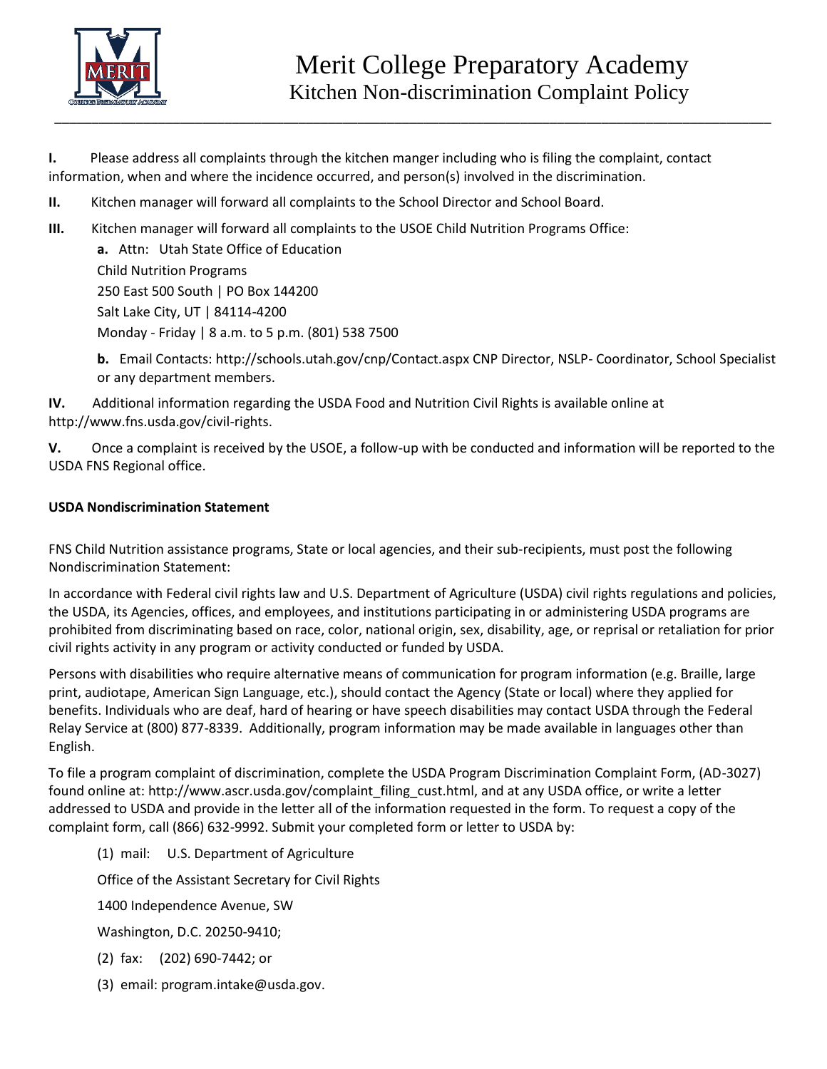# Merit College Preparatory Academy

## Kitchen Non-discrimination Complaint Policy

**I.** Please address all complaints through the kitchen manger including who is filing the complaint, contact information, when and where the incidence occurred, and person(s) involved in the discrimination.

**II.** Kitchen manager will forward all complaints to the School Director and School Board.

**III.** Kitchen manager will forward all complaints to the USOE Child Nutrition Programs Office:

**a.** Attn: Utah State Office of Education
Child Nutrition Programs
250 East 500 South | PO Box 144200
Salt Lake City, UT | 84114-4200
Monday - Friday | 8 a.m. to 5 p.m. (801) 538 7500

**b.** Email Contacts: http://schools.utah.gov/cnp/Contact.aspx CNP Director, NSLP- Coordinator, School Specialist or any department members.

**IV.** Additional information regarding the USDA Food and Nutrition Civil Rights is available online at http://www.fns.usda.gov/civil-rights.

**V.** Once a complaint is received by the USOE, a follow-up with be conducted and information will be reported to the USDA FNS Regional office.

**USDA Nondiscrimination Statement**

FNS Child Nutrition assistance programs, State or local agencies, and their sub-recipients, must post the following Nondiscrimination Statement:

In accordance with Federal civil rights law and U.S. Department of Agriculture (USDA) civil rights regulations and policies, the USDA, its Agencies, offices, and employees, and institutions participating in or administering USDA programs are prohibited from discriminating based on race, color, national origin, sex, disability, age, or reprisal or retaliation for prior civil rights activity in any program or activity conducted or funded by USDA.

Persons with disabilities who require alternative means of communication for program information (e.g. Braille, large print, audiotape, American Sign Language, etc.), should contact the Agency (State or local) where they applied for benefits. Individuals who are deaf, hard of hearing or have speech disabilities may contact USDA through the Federal Relay Service at (800) 877-8339. Additionally, program information may be made available in languages other than English.

To file a program complaint of discrimination, complete the USDA Program Discrimination Complaint Form, (AD-3027) found online at: http://www.ascr.usda.gov/complaint_filing_cust.html, and at any USDA office, or write a letter addressed to USDA and provide in the letter all of the information requested in the form. To request a copy of the complaint form, call (866) 632-9992. Submit your completed form or letter to USDA by:

(1) mail: U.S. Department of Agriculture
Office of the Assistant Secretary for Civil Rights
1400 Independence Avenue, SW
Washington, D.C. 20250-9410;

(2) fax: (202) 690-7442; or

(3) email: program.intake@usda.gov.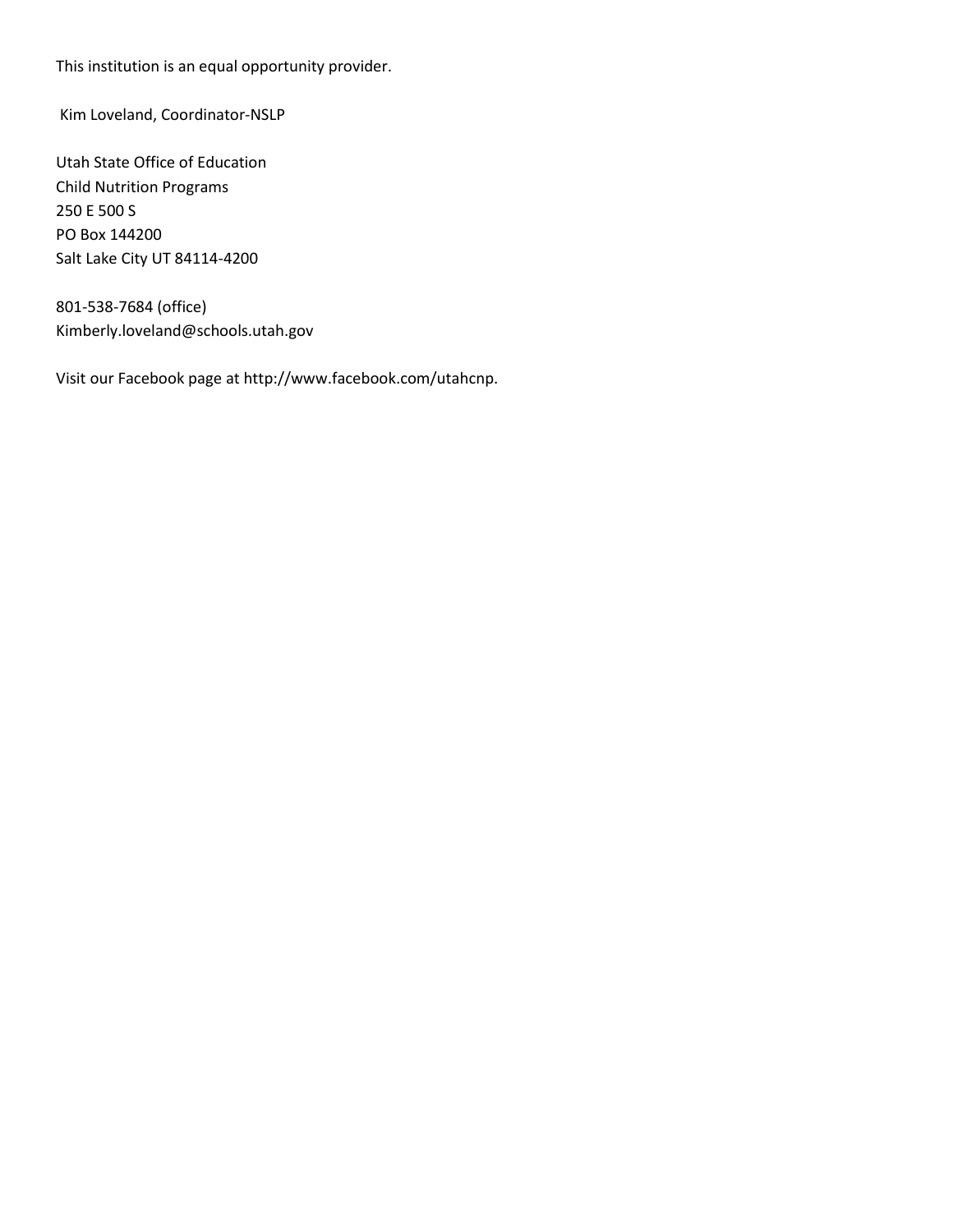This institution is an equal opportunity provider.

Kim Loveland, Coordinator-NSLP

Utah State Office of Education
Child Nutrition Programs
250 E 500 S
PO Box 144200
Salt Lake City UT 84114-4200

801-538-7684 (office)
Kimberly.loveland@schools.utah.gov

Visit our Facebook page at http://www.facebook.com/utahcnp.